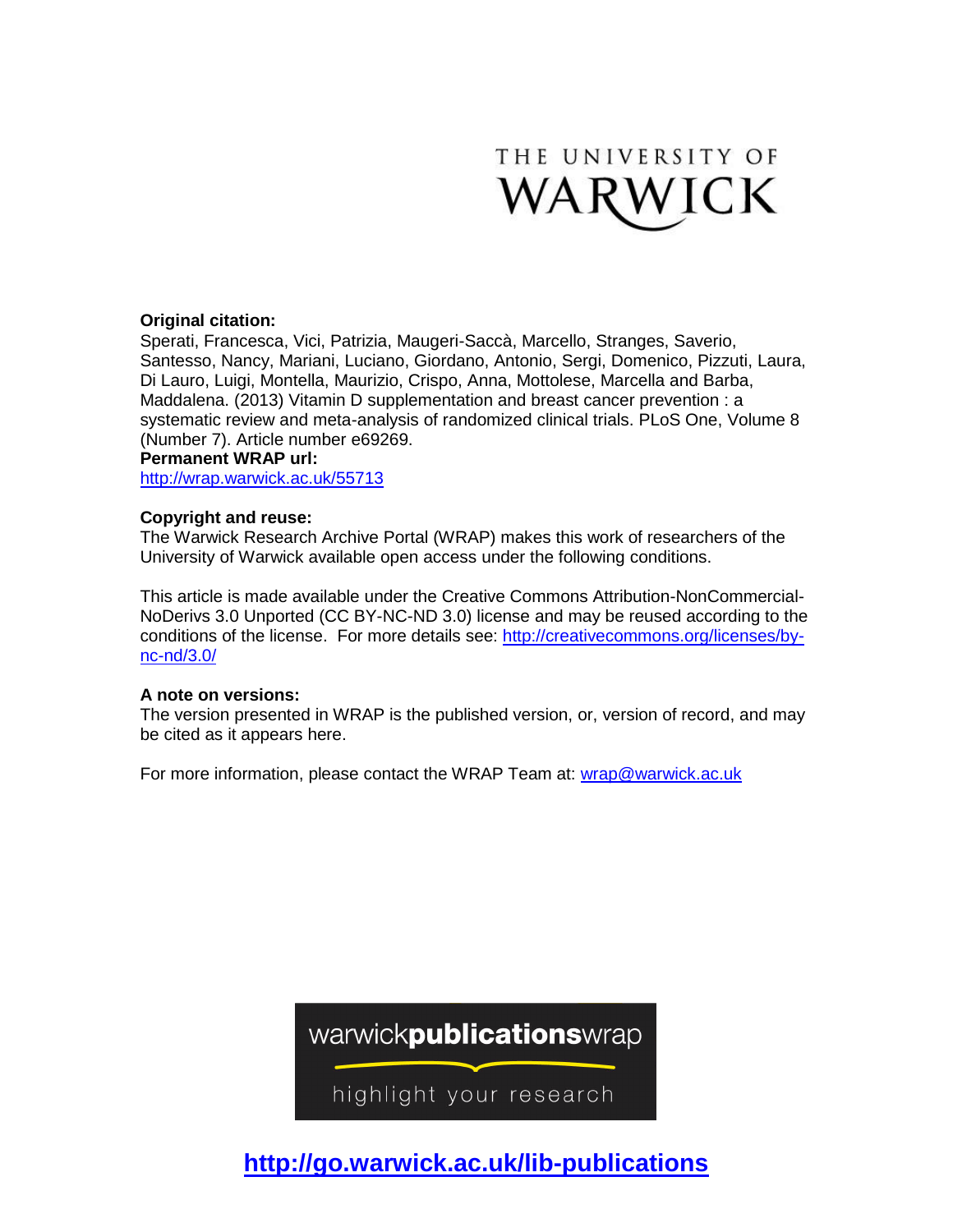THE UNIVERSITY OF WARWICK

**Original citation:**
Sperati, Francesca, Vici, Patrizia, Maugeri-Saccà, Marcello, Stranges, Saverio, Santesso, Nancy, Mariani, Luciano, Giordano, Antonio, Sergi, Domenico, Pizzuti, Laura, Di Lauro, Luigi, Montella, Maurizio, Crispo, Anna, Mottolese, Marcella and Barba, Maddalena. (2013) Vitamin D supplementation and breast cancer prevention : a systematic review and meta-analysis of randomized clinical trials. PLoS One, Volume 8 (Number 7). Article number e69269.

**Permanent WRAP url:**
http://wrap.warwick.ac.uk/55713

**Copyright and reuse:**
The Warwick Research Archive Portal (WRAP) makes this work of researchers of the University of Warwick available open access under the following conditions.

This article is made available under the Creative Commons Attribution-NonCommercial-NoDerivs 3.0 Unported (CC BY-NC-ND 3.0) license and may be reused according to the conditions of the license. For more details see: http://creativecommons.org/licenses/by-nc-nd/3.0/

**A note on versions:**
The version presented in WRAP is the published version, or, version of record, and may be cited as it appears here.

For more information, please contact the WRAP Team at: wrap@warwick.ac.uk

warwick**publications**wrap

highlight your research

**http://go.warwick.ac.uk/lib-publications**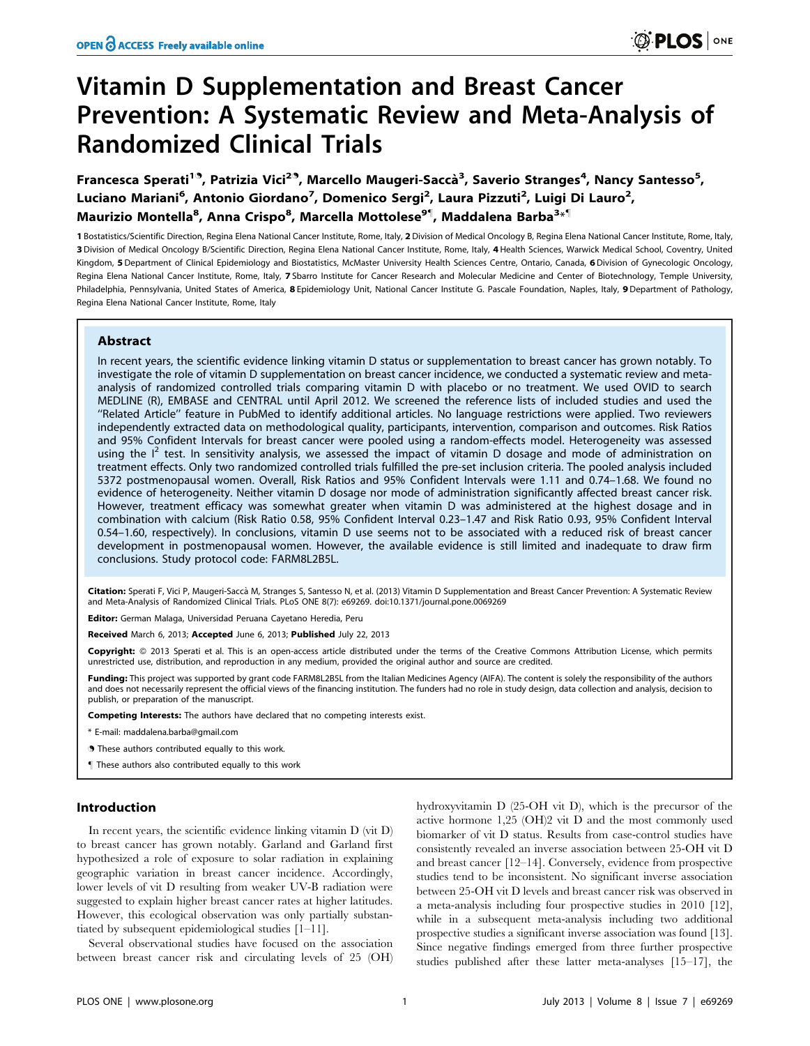# Vitamin D Supplementation and Breast Cancer Prevention: A Systematic Review and Meta-Analysis of Randomized Clinical Trials

**Francesca Sperati[1¶], Patrizia Vici[2¶], Marcello Maugeri-Saccà[3], Saverio Stranges[4], Nancy Santesso[5], Luciano Mariani[6], Antonio Giordano[7], Domenico Sergi[2], Laura Pizzuti[2], Luigi Di Lauro[2], Maurizio Montella[8], Anna Crispo[8], Marcella Mottolese[9¶], Maddalena Barba[3*¶]**

1 Bostatistics/Scientific Direction, Regina Elena National Cancer Institute, Rome, Italy, 2 Division of Medical Oncology B, Regina Elena National Cancer Institute, Rome, Italy, 3 Division of Medical Oncology B/Scientific Direction, Regina Elena National Cancer Institute, Rome, Italy, 4 Health Sciences, Warwick Medical School, Coventry, United Kingdom, 5 Department of Clinical Epidemiology and Biostatistics, McMaster University Health Sciences Centre, Ontario, Canada, 6 Division of Gynecologic Oncology, Regina Elena National Cancer Institute, Rome, Italy, 7 Sbarro Institute for Cancer Research and Molecular Medicine and Center of Biotechnology, Temple University, Philadelphia, Pennsylvania, United States of America, 8 Epidemiology Unit, National Cancer Institute G. Pascale Foundation, Naples, Italy, 9 Department of Pathology, Regina Elena National Cancer Institute, Rome, Italy

## Abstract

In recent years, the scientific evidence linking vitamin D status or supplementation to breast cancer has grown notably. To investigate the role of vitamin D supplementation on breast cancer incidence, we conducted a systematic review and meta-analysis of randomized controlled trials comparing vitamin D with placebo or no treatment. We used OVID to search MEDLINE (R), EMBASE and CENTRAL until April 2012. We screened the reference lists of included studies and used the "Related Article" feature in PubMed to identify additional articles. No language restrictions were applied. Two reviewers independently extracted data on methodological quality, participants, intervention, comparison and outcomes. Risk Ratios and 95% Confident Intervals for breast cancer were pooled using a random-effects model. Heterogeneity was assessed using the $I^2$ test. In sensitivity analysis, we assessed the impact of vitamin D dosage and mode of administration on treatment effects. Only two randomized controlled trials fulfilled the pre-set inclusion criteria. The pooled analysis included 5372 postmenopausal women. Overall, Risk Ratios and 95% Confident Intervals were 1.11 and 0.74–1.68. We found no evidence of heterogeneity. Neither vitamin D dosage nor mode of administration significantly affected breast cancer risk. However, treatment efficacy was somewhat greater when vitamin D was administered at the highest dosage and in combination with calcium (Risk Ratio 0.58, 95% Confident Interval 0.23–1.47 and Risk Ratio 0.93, 95% Confident Interval 0.54–1.60, respectively). In conclusions, vitamin D use seems not to be associated with a reduced risk of breast cancer development in postmenopausal women. However, the available evidence is still limited and inadequate to draw firm conclusions. Study protocol code: FARM8L2B5L.

**Citation:** Sperati F, Vici P, Maugeri-Saccà M, Stranges S, Santesso N, et al. (2013) Vitamin D Supplementation and Breast Cancer Prevention: A Systematic Review and Meta-Analysis of Randomized Clinical Trials. PLoS ONE 8(7): e69269. doi:10.1371/journal.pone.0069269

**Editor:** German Malaga, Universidad Peruana Cayetano Heredia, Peru

**Received** March 6, 2013; **Accepted** June 6, 2013; **Published** July 22, 2013

**Copyright:** © 2013 Sperati et al. This is an open-access article distributed under the terms of the Creative Commons Attribution License, which permits unrestricted use, distribution, and reproduction in any medium, provided the original author and source are credited.

**Funding:** This project was supported by grant code FARM8L2B5L from the Italian Medicines Agency (AIFA). The content is solely the responsibility of the authors and does not necessarily represent the official views of the financing institution. The funders had no role in study design, data collection and analysis, decision to publish, or preparation of the manuscript.

**Competing Interests:** The authors have declared that no competing interests exist.

\* E-mail: maddalena.barba@gmail.com

¶ These authors contributed equally to this work.

¶ These authors also contributed equally to this work

## Introduction

In recent years, the scientific evidence linking vitamin D (vit D) to breast cancer has grown notably. Garland and Garland first hypothesized a role of exposure to solar radiation in explaining geographic variation in breast cancer incidence. Accordingly, lower levels of vit D resulting from weaker UV-B radiation were suggested to explain higher breast cancer rates at higher latitudes. However, this ecological observation was only partially substantiated by subsequent epidemiological studies [1–11].

Several observational studies have focused on the association between breast cancer risk and circulating levels of 25 (OH) hydroxyvitamin D (25-OH vit D), which is the precursor of the active hormone 1,25 (OH)2 vit D and the most commonly used biomarker of vit D status. Results from case-control studies have consistently revealed an inverse association between 25-OH vit D and breast cancer [12–14]. Conversely, evidence from prospective studies tend to be inconsistent. No significant inverse association between 25-OH vit D levels and breast cancer risk was observed in a meta-analysis including four prospective studies in 2010 [12], while in a subsequent meta-analysis including two additional prospective studies a significant inverse association was found [13]. Since negative findings emerged from three further prospective studies published after these latter meta-analyses [15–17], the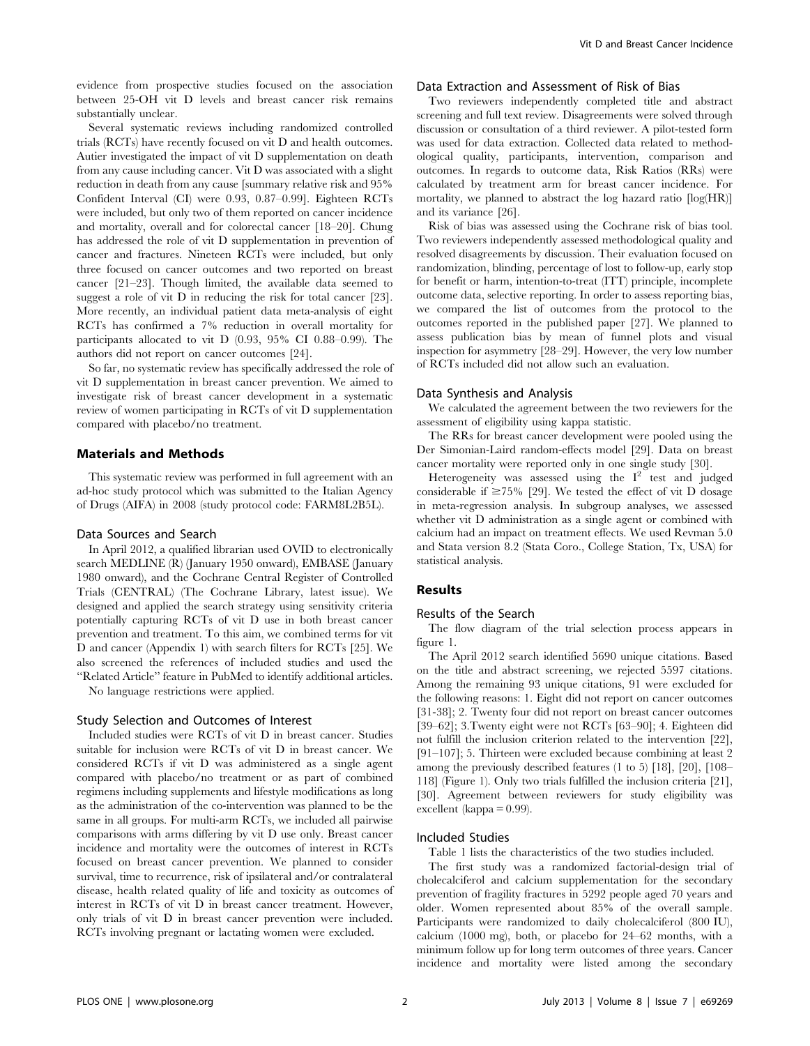evidence from prospective studies focused on the association between 25-OH vit D levels and breast cancer risk remains substantially unclear.

Several systematic reviews including randomized controlled trials (RCTs) have recently focused on vit D and health outcomes. Autier investigated the impact of vit D supplementation on death from any cause including cancer. Vit D was associated with a slight reduction in death from any cause [summary relative risk and 95% Confident Interval (CI) were 0.93, 0.87–0.99]. Eighteen RCTs were included, but only two of them reported on cancer incidence and mortality, overall and for colorectal cancer [18–20]. Chung has addressed the role of vit D supplementation in prevention of cancer and fractures. Nineteen RCTs were included, but only three focused on cancer outcomes and two reported on breast cancer [21–23]. Though limited, the available data seemed to suggest a role of vit D in reducing the risk for total cancer [23]. More recently, an individual patient data meta-analysis of eight RCTs has confirmed a 7% reduction in overall mortality for participants allocated to vit D (0.93, 95% CI 0.88–0.99). The authors did not report on cancer outcomes [24].

So far, no systematic review has specifically addressed the role of vit D supplementation in breast cancer prevention. We aimed to investigate risk of breast cancer development in a systematic review of women participating in RCTs of vit D supplementation compared with placebo/no treatment.

## Materials and Methods

This systematic review was performed in full agreement with an ad-hoc study protocol which was submitted to the Italian Agency of Drugs (AIFA) in 2008 (study protocol code: FARM8L2B5L).

### Data Sources and Search

In April 2012, a qualified librarian used OVID to electronically search MEDLINE (R) (January 1950 onward), EMBASE (January 1980 onward), and the Cochrane Central Register of Controlled Trials (CENTRAL) (The Cochrane Library, latest issue). We designed and applied the search strategy using sensitivity criteria potentially capturing RCTs of vit D use in both breast cancer prevention and treatment. To this aim, we combined terms for vit D and cancer (Appendix 1) with search filters for RCTs [25]. We also screened the references of included studies and used the "Related Article" feature in PubMed to identify additional articles.

No language restrictions were applied.

### Study Selection and Outcomes of Interest

Included studies were RCTs of vit D in breast cancer. Studies suitable for inclusion were RCTs of vit D in breast cancer. We considered RCTs if vit D was administered as a single agent compared with placebo/no treatment or as part of combined regimens including supplements and lifestyle modifications as long as the administration of the co-intervention was planned to be the same in all groups. For multi-arm RCTs, we included all pairwise comparisons with arms differing by vit D use only. Breast cancer incidence and mortality were the outcomes of interest in RCTs focused on breast cancer prevention. We planned to consider survival, time to recurrence, risk of ipsilateral and/or contralateral disease, health related quality of life and toxicity as outcomes of interest in RCTs of vit D in breast cancer treatment. However, only trials of vit D in breast cancer prevention were included. RCTs involving pregnant or lactating women were excluded.

### Data Extraction and Assessment of Risk of Bias

Two reviewers independently completed title and abstract screening and full text review. Disagreements were solved through discussion or consultation of a third reviewer. A pilot-tested form was used for data extraction. Collected data related to methodological quality, participants, intervention, comparison and outcomes. In regards to outcome data, Risk Ratios (RRs) were calculated by treatment arm for breast cancer incidence. For mortality, we planned to abstract the log hazard ratio [log(HR)] and its variance [26].

Risk of bias was assessed using the Cochrane risk of bias tool. Two reviewers independently assessed methodological quality and resolved disagreements by discussion. Their evaluation focused on randomization, blinding, percentage of lost to follow-up, early stop for benefit or harm, intention-to-treat (ITT) principle, incomplete outcome data, selective reporting. In order to assess reporting bias, we compared the list of outcomes from the protocol to the outcomes reported in the published paper [27]. We planned to assess publication bias by mean of funnel plots and visual inspection for asymmetry [28–29]. However, the very low number of RCTs included did not allow such an evaluation.

### Data Synthesis and Analysis

We calculated the agreement between the two reviewers for the assessment of eligibility using kappa statistic.

The RRs for breast cancer development were pooled using the Der Simonian-Laird random-effects model [29]. Data on breast cancer mortality were reported only in one single study [30].

Heterogeneity was assessed using the $I^2$ test and judged considerable if $\geq$75% [29]. We tested the effect of vit D dosage in meta-regression analysis. In subgroup analyses, we assessed whether vit D administration as a single agent or combined with calcium had an impact on treatment effects. We used Revman 5.0 and Stata version 8.2 (Stata Coro., College Station, Tx, USA) for statistical analysis.

## Results

### Results of the Search

The flow diagram of the trial selection process appears in figure 1.

The April 2012 search identified 5690 unique citations. Based on the title and abstract screening, we rejected 5597 citations. Among the remaining 93 unique citations, 91 were excluded for the following reasons: 1. Eight did not report on cancer outcomes [31-38]; 2. Twenty four did not report on breast cancer outcomes [39–62]; 3.Twenty eight were not RCTs [63–90]; 4. Eighteen did not fulfill the inclusion criterion related to the intervention [22], [91–107]; 5. Thirteen were excluded because combining at least 2 among the previously described features (1 to 5) [18], [20], [108–118] (Figure 1). Only two trials fulfilled the inclusion criteria [21], [30]. Agreement between reviewers for study eligibility was excellent (kappa = 0.99).

### Included Studies

Table 1 lists the characteristics of the two studies included.

The first study was a randomized factorial-design trial of cholecalciferol and calcium supplementation for the secondary prevention of fragility fractures in 5292 people aged 70 years and older. Women represented about 85% of the overall sample. Participants were randomized to daily cholecalciferol (800 IU), calcium (1000 mg), both, or placebo for 24–62 months, with a minimum follow up for long term outcomes of three years. Cancer incidence and mortality were listed among the secondary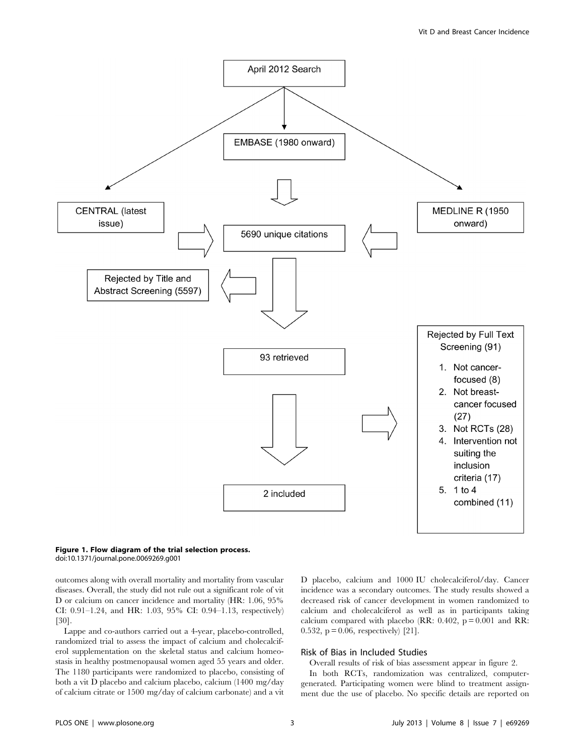**Figure 1. Flow diagram of the trial selection process.**
doi:10.1371/journal.pone.0069269.g001

outcomes along with overall mortality and mortality from vascular diseases. Overall, the study did not rule out a significant role of vit D or calcium on cancer incidence and mortality (HR: 1.06, 95% CI: 0.91–1.24, and HR: 1.03, 95% CI: 0.94–1.13, respectively) [30].

Lappe and co-authors carried out a 4-year, placebo-controlled, randomized trial to assess the impact of calcium and cholecalciferol supplementation on the skeletal status and calcium homeostasis in healthy postmenopausal women aged 55 years and older. The 1180 participants were randomized to placebo, consisting of both a vit D placebo and calcium placebo, calcium (1400 mg/day of calcium citrate or 1500 mg/day of calcium carbonate) and a vit D placebo, calcium and 1000 IU cholecalciferol/day. Cancer incidence was a secondary outcomes. The study results showed a decreased risk of cancer development in women randomized to calcium and cholecalciferol as well as in participants taking calcium compared with placebo (RR: 0.402, $p = 0.001$ and RR: 0.532, $p = 0.06$, respectively) [21].

## Risk of Bias in Included Studies

Overall results of risk of bias assessment appear in figure 2.

In both RCTs, randomization was centralized, computer-generated. Participating women were blind to treatment assignment due the use of placebo. No specific details are reported on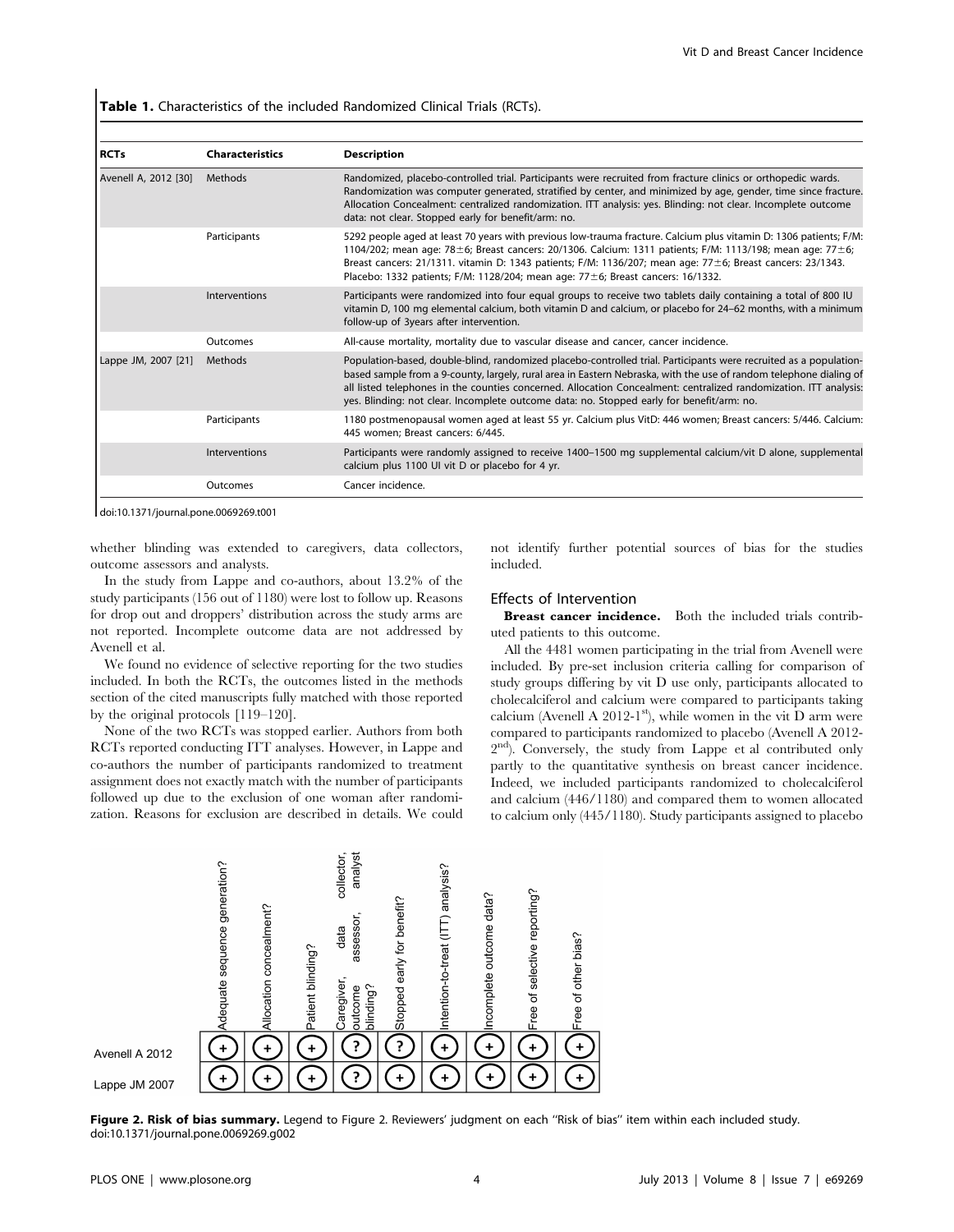**Table 1.** Characteristics of the included Randomized Clinical Trials (RCTs).

| RCTs | Characteristics | Description |
|---|---|---|
| Avenell A, 2012 [30] | Methods | Randomized, placebo-controlled trial. Participants were recruited from fracture clinics or orthopedic wards. Randomization was computer generated, stratified by center, and minimized by age, gender, time since fracture. Allocation Concealment: centralized randomization. ITT analysis: yes. Blinding: not clear. Incomplete outcome data: not clear. Stopped early for benefit/arm: no. |
| | Participants | 5292 people aged at least 70 years with previous low-trauma fracture. Calcium plus vitamin D: 1306 patients; F/M: 1104/202; mean age: 78±6; Breast cancers: 20/1306. Calcium: 1311 patients; F/M: 1113/198; mean age: 77±6; Breast cancers: 21/1311. vitamin D: 1343 patients; F/M: 1136/207; mean age: 77±6; Breast cancers: 23/1343. Placebo: 1332 patients; F/M: 1128/204; mean age: 77±6; Breast cancers: 16/1332. |
| | Interventions | Participants were randomized into four equal groups to receive two tablets daily containing a total of 800 IU vitamin D, 100 mg elemental calcium, both vitamin D and calcium, or placebo for 24–62 months, with a minimum follow-up of 3years after intervention. |
| | Outcomes | All-cause mortality, mortality due to vascular disease and cancer, cancer incidence. |
| Lappe JM, 2007 [21] | Methods | Population-based, double-blind, randomized placebo-controlled trial. Participants were recruited as a population-based sample from a 9-county, largely, rural area in Eastern Nebraska, with the use of random telephone dialing of all listed telephones in the counties concerned. Allocation Concealment: centralized randomization. ITT analysis: yes. Blinding: not clear. Incomplete outcome data: no. Stopped early for benefit/arm: no. |
| | Participants | 1180 postmenopausal women aged at least 55 yr. Calcium plus VitD: 446 women; Breast cancers: 5/446. Calcium: 445 women; Breast cancers: 6/445. |
| | Interventions | Participants were randomly assigned to receive 1400–1500 mg supplemental calcium/vit D alone, supplemental calcium plus 1100 UI vit D or placebo for 4 yr. |
| | Outcomes | Cancer incidence. |

doi:10.1371/journal.pone.0069269.t001

whether blinding was extended to caregivers, data collectors, outcome assessors and analysts.

In the study from Lappe and co-authors, about 13.2% of the study participants (156 out of 1180) were lost to follow up. Reasons for drop out and droppers' distribution across the study arms are not reported. Incomplete outcome data are not addressed by Avenell et al.

We found no evidence of selective reporting for the two studies included. In both the RCTs, the outcomes listed in the methods section of the cited manuscripts fully matched with those reported by the original protocols [119–120].

None of the two RCTs was stopped earlier. Authors from both RCTs reported conducting ITT analyses. However, in Lappe and co-authors the number of participants randomized to treatment assignment does not exactly match with the number of participants followed up due to the exclusion of one woman after randomization. Reasons for exclusion are described in details. We could not identify further potential sources of bias for the studies included.

### Effects of Intervention

**Breast cancer incidence.** Both the included trials contributed patients to this outcome.

All the 4481 women participating in the trial from Avenell were included. By pre-set inclusion criteria calling for comparison of study groups differing by vit D use only, participants allocated to cholecalciferol and calcium were compared to participants taking calcium (Avenell A 2012-1[st]), while women in the vit D arm were compared to participants randomized to placebo (Avenell A 2012-2[nd]). Conversely, the study from Lappe et al contributed only partly to the quantitative synthesis on breast cancer incidence. Indeed, we included participants randomized to cholecalciferol and calcium (446/1180) and compared them to women allocated to calcium only (445/1180). Study participants assigned to placebo

| | Adequate sequence generation? | Allocation concealment? | Patient blinding? | Caregiver, data collector, outcome assessor, analyst blinding? | Stopped early for benefit? | Intention-to-treat (ITT) analysis? | Incomplete outcome data? | Free of selective reporting? | Free of other bias? |
|---|---|---|---|---|---|---|---|---|---|
| Avenell A 2012 | + | + | + | ? | ? | + | + | + | + |
| Lappe JM 2007 | + | + | + | ? | + | + | + | + | + |

**Figure 2. Risk of bias summary.** Legend to Figure 2. Reviewers' judgment on each ''Risk of bias'' item within each included study.
doi:10.1371/journal.pone.0069269.g002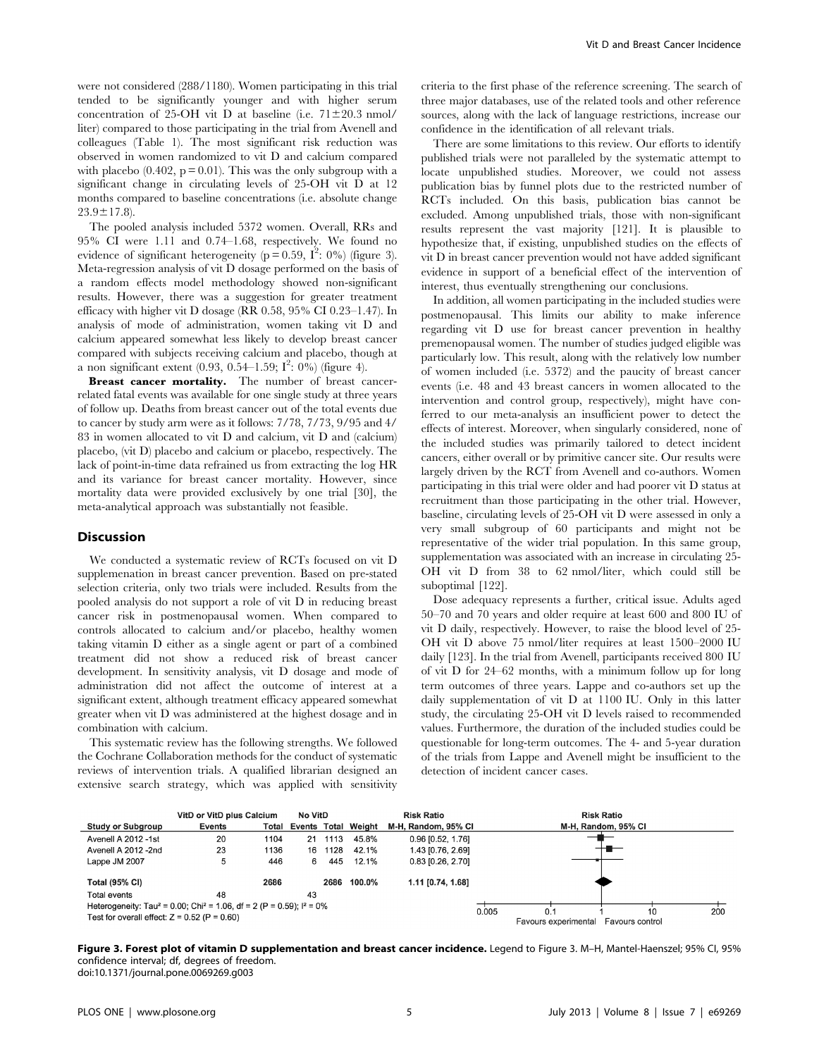were not considered (288/1180). Women participating in this trial tended to be significantly younger and with higher serum concentration of 25-OH vit D at baseline (i.e. 71±20.3 nmol/liter) compared to those participating in the trial from Avenell and colleagues (Table 1). The most significant risk reduction was observed in women randomized to vit D and calcium compared with placebo (0.402, p = 0.01). This was the only subgroup with a significant change in circulating levels of 25-OH vit D at 12 months compared to baseline concentrations (i.e. absolute change 23.9±17.8).

The pooled analysis included 5372 women. Overall, RRs and 95% CI were 1.11 and 0.74–1.68, respectively. We found no evidence of significant heterogeneity (p = 0.59, $I^2$: 0%) (figure 3). Meta-regression analysis of vit D dosage performed on the basis of a random effects model methodology showed non-significant results. However, there was a suggestion for greater treatment efficacy with higher vit D dosage (RR 0.58, 95% CI 0.23–1.47). In analysis of mode of administration, women taking vit D and calcium appeared somewhat less likely to develop breast cancer compared with subjects receiving calcium and placebo, though at a non significant extent (0.93, 0.54–1.59; $I^2$: 0%) (figure 4).

**Breast cancer mortality.** The number of breast cancer-related fatal events was available for one single study at three years of follow up. Deaths from breast cancer out of the total events due to cancer by study arm were as it follows: 7/78, 7/73, 9/95 and 4/83 in women allocated to vit D and calcium, vit D and (calcium) placebo, (vit D) placebo and calcium or placebo, respectively. The lack of point-in-time data refrained us from extracting the log HR and its variance for breast cancer mortality. However, since mortality data were provided exclusively by one trial [30], the meta-analytical approach was substantially not feasible.

## Discussion

We conducted a systematic review of RCTs focused on vit D supplemenation in breast cancer prevention. Based on pre-stated selection criteria, only two trials were included. Results from the pooled analysis do not support a role of vit D in reducing breast cancer risk in postmenopausal women. When compared to controls allocated to calcium and/or placebo, healthy women taking vitamin D either as a single agent or part of a combined treatment did not show a reduced risk of breast cancer development. In sensitivity analysis, vit D dosage and mode of administration did not affect the outcome of interest at a significant extent, although treatment efficacy appeared somewhat greater when vit D was administered at the highest dosage and in combination with calcium.

This systematic review has the following strengths. We followed the Cochrane Collaboration methods for the conduct of systematic reviews of intervention trials. A qualified librarian designed an extensive search strategy, which was applied with sensitivity criteria to the first phase of the reference screening. The search of three major databases, use of the related tools and other reference sources, along with the lack of language restrictions, increase our confidence in the identification of all relevant trials.

There are some limitations to this review. Our efforts to identify published trials were not paralleled by the systematic attempt to locate unpublished studies. Moreover, we could not assess publication bias by funnel plots due to the restricted number of RCTs included. On this basis, publication bias cannot be excluded. Among unpublished trials, those with non-significant results represent the vast majority [121]. It is plausible to hypothesize that, if existing, unpublished studies on the effects of vit D in breast cancer prevention would not have added significant evidence in support of a beneficial effect of the intervention of interest, thus eventually strengthening our conclusions.

In addition, all women participating in the included studies were postmenopausal. This limits our ability to make inference regarding vit D use for breast cancer prevention in healthy premenopausal women. The number of studies judged eligible was particularly low. This result, along with the relatively low number of women included (i.e. 5372) and the paucity of breast cancer events (i.e. 48 and 43 breast cancers in women allocated to the intervention and control group, respectively), might have conferred to our meta-analysis an insufficient power to detect the effects of interest. Moreover, when singularly considered, none of the included studies was primarily tailored to detect incident cancers, either overall or by primitive cancer site. Our results were largely driven by the RCT from Avenell and co-authors. Women participating in this trial were older and had poorer vit D status at recruitment than those participating in the other trial. However, baseline, circulating levels of 25-OH vit D were assessed in only a very small subgroup of 60 participants and might not be representative of the wider trial population. In this same group, supplementation was associated with an increase in circulating 25-OH vit D from 38 to 62 nmol/liter, which could still be suboptimal [122].

Dose adequacy represents a further, critical issue. Adults aged 50–70 and 70 years and older require at least 600 and 800 IU of vit D daily, respectively. However, to raise the blood level of 25-OH vit D above 75 nmol/liter requires at least 1500–2000 IU daily [123]. In the trial from Avenell, participants received 800 IU of vit D for 24–62 months, with a minimum follow up for long term outcomes of three years. Lappe and co-authors set up the daily supplementation of vit D at 1100 IU. Only in this latter study, the circulating 25-OH vit D levels raised to recommended values. Furthermore, the duration of the included studies could be questionable for long-term outcomes. The 4- and 5-year duration of the trials from Lappe and Avenell might be insufficient to the detection of incident cancer cases.

| Study or Subgroup | VitD or VitD plus Calcium Events | Total | No VitD Events | Total | Weight | Risk Ratio M-H, Random, 95% CI |
|---|---|---|---|---|---|---|
| Avenell A 2012 -1st | 20 | 1104 | 21 | 1113 | 45.8% | 0.96 [0.52, 1.76] |
| Avenell A 2012 -2nd | 23 | 1136 | 16 | 1128 | 42.1% | 1.43 [0.76, 2.69] |
| Lappe JM 2007 | 5 | 446 | 6 | 445 | 12.1% | 0.83 [0.26, 2.70] |
| **Total (95% CI)** | | 2686 | | 2686 | 100.0% | 1.11 [0.74, 1.68] |
| Total events | 48 | | 43 | | | |

Heterogeneity: $Tau^2 = 0.00$; $Chi^2 = 1.06$, df = 2 (P = 0.59); $I^2 = 0\%$
Test for overall effect: Z = 0.52 (P = 0.60)

Risk Ratio
M-H, Random, 95% CI
0.005
0.1
1
10
200
Favours experimental
Favours control

**Figure 3. Forest plot of vitamin D supplementation and breast cancer incidence.** Legend to Figure 3. M–H, Mantel-Haenszel; 95% CI, 95% confidence interval; df, degrees of freedom.
doi:10.1371/journal.pone.0069269.g003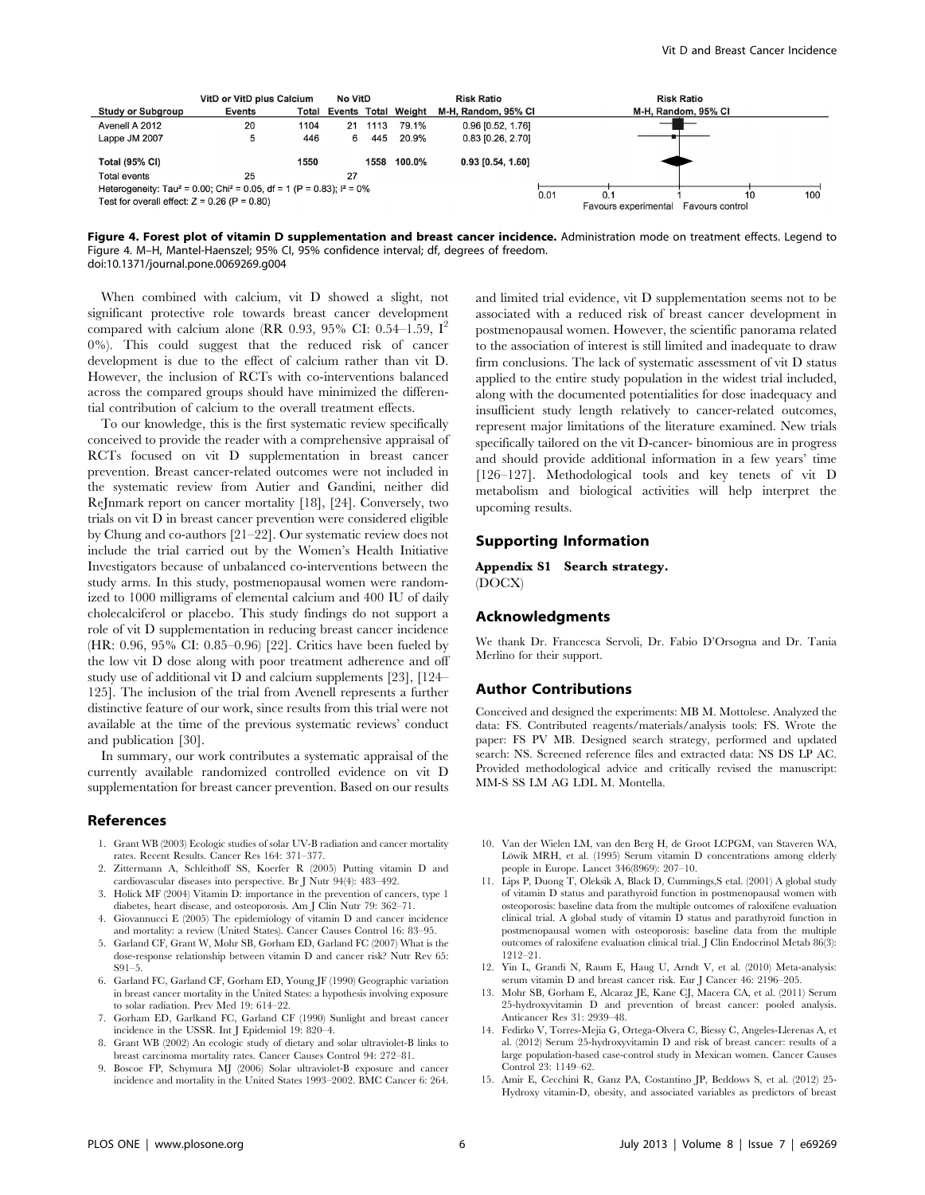| Study or Subgroup | VitD or VitD plus Calcium Events | Total | No VitD Events | Total | Weight | Risk Ratio M-H, Random, 95% CI |
|---|---|---|---|---|---|---|
| Avenell A 2012 | 20 | 1104 | 21 | 1113 | 79.1% | 0.96 [0.52, 1.76] |
| Lappe JM 2007 | 5 | 446 | 6 | 445 | 20.9% | 0.83 [0.26, 2.70] |
| **Total (95% CI)** | | **1550** | | **1558** | **100.0%** | **0.93 [0.54, 1.60]** |
| Total events | 25 | | 27 | | | |

Heterogeneity: Tau² = 0.00; Chi² = 0.05, df = 1 (P = 0.83); I² = 0%
Test for overall effect: Z = 0.26 (P = 0.80)

**Figure 4. Forest plot of vitamin D supplementation and breast cancer incidence.** Administration mode on treatment effects. Legend to Figure 4. M–H, Mantel-Haenszel; 95% CI, 95% confidence interval; df, degrees of freedom.
doi:10.1371/journal.pone.0069269.g004

When combined with calcium, vit D showed a slight, not significant protective role towards breast cancer development compared with calcium alone (RR 0.93, 95% CI: 0.54–1.59, $I^2$ 0%). This could suggest that the reduced risk of cancer development is due to the effect of calcium rather than vit D. However, the inclusion of RCTs with co-interventions balanced across the compared groups should have minimized the differential contribution of calcium to the overall treatment effects.

To our knowledge, this is the first systematic review specifically conceived to provide the reader with a comprehensive appraisal of RCTs focused on vit D supplementation in breast cancer prevention. Breast cancer-related outcomes were not included in the systematic review from Autier and Gandini, neither did ReJnmark report on cancer mortality [18], [24]. Conversely, two trials on vit D in breast cancer prevention were considered eligible by Chung and co-authors [21–22]. Our systematic review does not include the trial carried out by the Women's Health Initiative Investigators because of unbalanced co-interventions between the study arms. In this study, postmenopausal women were randomized to 1000 milligrams of elemental calcium and 400 IU of daily cholecalciferol or placebo. This study findings do not support a role of vit D supplementation in reducing breast cancer incidence (HR: 0.96, 95% CI: 0.85–0.96) [22]. Critics have been fueled by the low vit D dose along with poor treatment adherence and off study use of additional vit D and calcium supplements [23], [124–125]. The inclusion of the trial from Avenell represents a further distinctive feature of our work, since results from this trial were not available at the time of the previous systematic reviews' conduct and publication [30].

In summary, our work contributes a systematic appraisal of the currently available randomized controlled evidence on vit D supplementation for breast cancer prevention. Based on our results and limited trial evidence, vit D supplementation seems not to be associated with a reduced risk of breast cancer development in postmenopausal women. However, the scientific panorama related to the association of interest is still limited and inadequate to draw firm conclusions. The lack of systematic assessment of vit D status applied to the entire study population in the widest trial included, along with the documented potentialities for dose inadequacy and insufficient study length relatively to cancer-related outcomes, represent major limitations of the literature examined. New trials specifically tailored on the vit D-cancer- binomious are in progress and should provide additional information in a few years' time [126–127]. Methodological tools and key tenets of vit D metabolism and biological activities will help interpret the upcoming results.

## Supporting Information

**Appendix S1 Search strategy.**
(DOCX)

## Acknowledgments

We thank Dr. Francesca Servoli, Dr. Fabio D'Orsogna and Dr. Tania Merlino for their support.

## Author Contributions

Conceived and designed the experiments: MB M. Mottolese. Analyzed the data: FS. Contributed reagents/materials/analysis tools: FS. Wrote the paper: FS PV MB. Designed search strategy, performed and updated search: NS. Screened reference files and extracted data: NS DS LP AC. Provided methodological advice and critically revised the manuscript: MM-S SS LM AG LDL M. Montella.

## References

1. Grant WB (2003) Ecologic studies of solar UV-B radiation and cancer mortality rates. Recent Results. Cancer Res 164: 371–377.
2. Zittermann A, Schleithoff SS, Koerfer R (2005) Putting vitamin D and cardiovascular diseases into perspective. Br J Nutr 94(4): 483–492.
3. Holick MF (2004) Vitamin D: importance in the prevention of cancers, type 1 diabetes, heart disease, and osteoporosis. Am J Clin Nutr 79: 362–71.
4. Giovannucci E (2005) The epidemiology of vitamin D and cancer incidence and mortality: a review (United States). Cancer Causes Control 16: 83–95.
5. Garland CF, Grant W, Mohr SB, Gorham ED, Garland FC (2007) What is the dose-response relationship between vitamin D and cancer risk? Nutr Rev 65: S91–5.
6. Garland FC, Garland CF, Gorham ED, Young JF (1990) Geographic variation in breast cancer mortality in the United States: a hypothesis involving exposure to solar radiation. Prev Med 19: 614–22.
7. Gorham ED, Garlkand FC, Garland CF (1990) Sunlight and breast cancer incidence in the USSR. Int J Epidemiol 19: 820–4.
8. Grant WB (2002) An ecologic study of dietary and solar ultraviolet-B links to breast carcinoma mortality rates. Cancer Causes Control 94: 272–81.
9. Boscoe FP, Schymura MJ (2006) Solar ultraviolet-B exposure and cancer incidence and mortality in the United States 1993–2002. BMC Cancer 6: 264.
10. Van der Wielen LM, van den Berg H, de Groot LCPGM, van Staveren WA, Löwik MRH, et al. (1995) Serum vitamin D concentrations among elderly people in Europe. Lancet 346(8969): 207–10.
11. Lips P, Duong T, Oleksik A, Black D, Cummings,S etal. (2001) A global study of vitamin D status and parathyroid function in postmenopausal women with osteoporosis: baseline data from the multiple outcomes of raloxifene evaluation clinical trial. A global study of vitamin D status and parathyroid function in postmenopausal women with osteoporosis: baseline data from the multiple outcomes of raloxifene evaluation clinical trial. J Clin Endocrinol Metab 86(3): 1212–21.
12. Yin L, Grandi N, Raum E, Haug U, Arndt V, et al. (2010) Meta-analysis: serum vitamin D and breast cancer risk. Eur J Cancer 46: 2196–205.
13. Mohr SB, Gorham E, Alcaraz JE, Kane CJ, Macera CA, et al. (2011) Serum 25-hydroxyvitamin D and prevention of breast cancer: pooled analysis. Anticancer Res 31: 2939–48.
14. Fedirko V, Torres-Mejía G, Ortega-Olvera C, Biessy C, Angeles-Llerenas A, et al. (2012) Serum 25-hydroxyvitamin D and risk of breast cancer: results of a large population-based case-control study in Mexican women. Cancer Causes Control 23: 1149–62.
15. Amir E, Cecchini R, Ganz PA, Costantino JP, Beddows S, et al. (2012) 25-Hydroxy vitamin-D, obesity, and associated variables as predictors of breast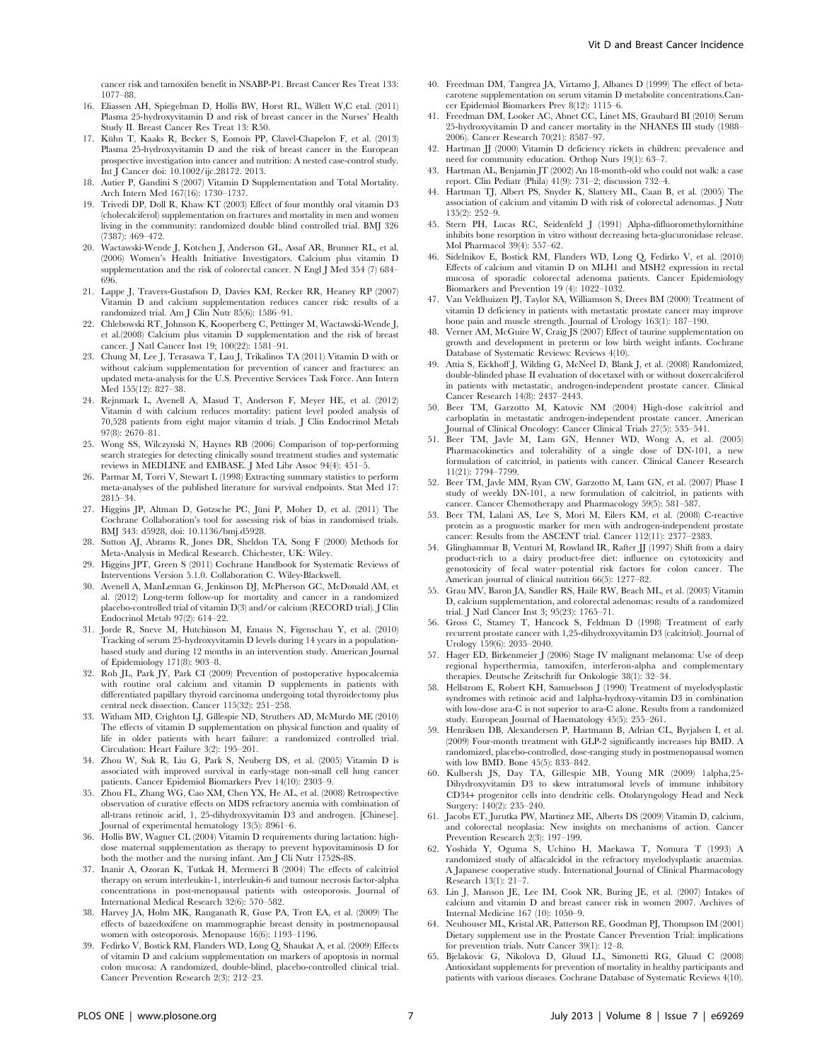cancer risk and tamoxifen benefit in NSABP-P1. Breast Cancer Res Treat 133: 1077–88.

16. Eliassen AH, Spiegelman D, Hollis BW, Horst RL, Willett W,C etal. (2011) Plasma 25-hydroxyvitamin D and risk of breast cancer in the Nurses' Health Study II. Breast Cancer Res Treat 13: R50.
17. Kühn T, Kaaks R, Becker S, Eomois PP, Clavel-Chapelon F, et al. (2013) Plasma 25-hydroxyvitamin D and the risk of breast cancer in the European prospective investigation into cancer and nutrition: A nested case-control study. Int J Cancer doi: 10.1002/ijc.28172. 2013.
18. Autier P, Gandini S (2007) Vitamin D Supplementation and Total Mortality. Arch Intern Med 167(16): 1730–1737.
19. Trivedi DP, Doll R, Khaw KT (2003) Effect of four monthly oral vitamin D3 (cholecalciferol) supplementation on fractures and mortality in men and women living in the community: randomized double blind controlled trial. BMJ 326 (7387): 469–472.
20. Wactawski-Wende J, Kotchen J, Anderson GL, Assaf AR, Brunner RL, et al. (2006) Women's Health Initiative Investigators. Calcium plus vitamin D supplementation and the risk of colorectal cancer. N Engl J Med 354 (7) 684–696.
21. Lappe J, Travers-Gustafson D, Davies KM, Recker RR, Heaney RP (2007) Vitamin D and calcium supplementation reduces cancer risk: results of a randomized trial. Am J Clin Nutr 85(6): 1586–91.
22. Chlebowski RT, Johnson K, Kooperberg C, Pettinger M, Wactawski-Wende J, et al.(2008) Calcium plus vitamin D supplementation and the risk of breast cancer. J Natl Cancer Inst 19; 100(22): 1581–91.
23. Chung M, Lee J, Terasawa T, Lau J, Trikalinos TA (2011) Vitamin D with or without calcium supplementation for prevention of cancer and fractures: an updated meta-analysis for the U.S. Preventive Services Task Force. Ann Intern Med 155(12): 827–38.
24. Rejnmark L, Avenell A, Masud T, Anderson F, Meyer HE, et al. (2012) Vitamin d with calcium reduces mortality: patient level pooled analysis of 70,528 patients from eight major vitamin d trials. J Clin Endocrinol Metab 97(8): 2670–81.
25. Wong SS, Wilczynski N, Haynes RB (2006) Comparison of top-performing search strategies for detecting clinically sound treatment studies and systematic reviews in MEDLINE and EMBASE. J Med Libr Assoc 94(4): 451–5.
26. Parmar M, Torri V, Stewart L (1998) Extracting summary statistics to perform meta-analyses of the published literature for survival endpoints. Stat Med 17: 2815–34.
27. Higgins JP, Altman D, Gøtzsche PC, Jüni P, Moher D, et al. (2011) The Cochrane Collaboration's tool for assessing risk of bias in randomised trials. BMJ 343: d5928, doi: 10.1136/bmj.d5928.
28. Sutton AJ, Abrams R, Jones DR, Sheldon TA, Song F (2000) Methods for Meta-Analysis in Medical Research. Chichester, UK: Wiley.
29. Higgins JPT, Green S (2011) Cochrane Handbook for Systematic Reviews of Interventions Version 5.1.0. Collaboration C. Wiley-Blackwell.
30. Avenell A, ManLennan G, Jenkinson DJ, McPherson GC, McDonald AM, et al. (2012) Long-term follow-up for mortality and cancer in a randomized placebo-controlled trial of vitamin D(3) and/or calcium (RECORD trial). J Clin Endocrinol Metab 97(2): 614–22.
31. Jorde R, Sneve M, Hutchinson M, Emaus N, Figenschau Y, et al. (2010) Tracking of serum 25-hydroxyvitamin D levels during 14 years in a population-based study and during 12 months in an intervention study. American Journal of Epidemiology 171(8): 903–8.
32. Roh JL, Park JY, Park CI (2009) Prevention of postoperative hypocalcemia with routine oral calcium and vitamin D supplements in patients with differentiated papillary thyroid carcinoma undergoing total thyroidectomy plus central neck dissection. Cancer 115(32): 251–258.
33. Witham MD, Crighton LJ, Gillespie ND, Struthers AD, McMurdo ME (2010) The effects of vitamin D supplementation on physical function and quality of life in older patients with heart failure: a randomized controlled trial. Circulation: Heart Failure 3(2): 195–201.
34. Zhou W, Suk R, Liu G, Park S, Neuberg DS, et al. (2005) Vitamin D is associated with improved survival in early-stage non-small cell lung cancer patients. Cancer Epidemiol Biomarkers Prev 14(10): 2303–9.
35. Zhou FL, Zhang WG, Cao XM, Chen YX, He AL, et al. (2008) Retrospective observation of curative effects on MDS refractory anemia with combination of all-trans retinoic acid, 1, 25-dihydroxyvitamin D3 and androgen. [Chinese]. Journal of experimental hematology 13(5): 8961–6.
36. Hollis BW, Wagner CL (2004) Vitamin D requirements during lactation: high-dose maternal supplementation as therapy to prevent hypovitaminosis D for both the mother and the nursing infant. Am J Cli Nutr 1752S-8S.
37. Inanir A, Ozoran K, Tutkak H, Mermerci B (2004) The effects of calcitriol therapy on serum interleukin-1, interleukin-6 and tumour necrosis factor-alpha concentrations in post-menopausal patients with osteoporosis. Journal of International Medical Research 32(6): 570–582.
38. Harvey JA, Holm MK, Ranganath R, Guse PA, Trott EA, et al. (2009) The effects of bazedoxifene on mammographic breast density in postmenopausal women with osteoporosis. Menopause 16(6): 1193–1196.
39. Fedirko V, Bostick RM, Flanders WD, Long Q, Shaukat A, et al. (2009) Effects of vitamin D and calcium supplementation on markers of apoptosis in normal colon mucosa: A randomized, double-blind, placebo-controlled clinical trial. Cancer Prevention Research 2(3): 212–23.
40. Freedman DM, Tangrea JA, Virtamo J, Albanes D (1999) The effect of beta-carotene supplementation on serum vitamin D metabolite concentrations.Cancer Epidemiol Biomarkers Prev 8(12): 1115–6.
41. Freedman DM, Looker AC, Abnet CC, Linet MS, Graubard BI (2010) Serum 25-hydroxyvitamin D and cancer mortality in the NHANES III study (1988–2006). Cancer Research 70(21): 8587–97.
42. Hartman JJ (2000) Vitamin D deficiency rickets in children: prevalence and need for community education. Orthop Nurs 19(1): 63–7.
43. Hartman AL, Benjamin JT (2002) An 18-month-old who could not walk: a case report. Clin Pediatr (Phila) 41(9): 731–2; discussion 732–4.
44. Hartman TJ, Albert PS, Snyder K, Slattery ML, Caan B, et al. (2005) The association of calcium and vitamin D with risk of colorectal adenomas. J Nutr 135(2): 252–9.
45. Stern PH, Lucas RC, Seidenfeld J (1991) Alpha-difluoromethylornithine inhibits bone resorption in vitro without decreasing beta-glucuronidase release. Mol Pharmacol 39(4): 557–62.
46. Sidelnikov E, Bostick RM, Flanders WD, Long Q, Fedirko V, et al. (2010) Effects of calcium and vitamin D on MLH1 and MSH2 expression in rectal mucosa of sporadic colorectal adenoma patients. Cancer Epidemiology Biomarkers and Prevention 19 (4): 1022–1032.
47. Van Veldhuizen PJ, Taylor SA, Williamson S, Drees BM (2000) Treatment of vitamin D deficiency in patients with metastatic prostate cancer may improve bone pain and muscle strength. Journal of Urology 163(1): 187–190.
48. Verner AM, McGuire W, Craig JS (2007) Effect of taurine supplementation on growth and development in preterm or low birth weight infants. Cochrane Database of Systematic Reviews: Reviews 4(10).
49. Attia S, Eickhoff J, Wilding G, McNeel D, Blank J, et al. (2008) Randomized, double-blinded phase II evaluation of docetaxel with or without doxercalciferol in patients with metastatic, androgen-independent prostate cancer. Clinical Cancer Research 14(8): 2437–2443.
50. Beer TM, Garzotto M, Katovic NM (2004) High-dose calcitriol and carboplatin in metastatic androgen-independent prostate cancer. American Journal of Clinical Oncology: Cancer Clinical Trials 27(5): 535–541.
51. Beer TM, Javle M, Lam GN, Henner WD, Wong A, et al. (2005) Pharmacokinetics and tolerability of a single dose of DN-101, a new formulation of catcitriol, in patients with cancer. Clinical Cancer Research 11(21): 7794–7799.
52. Beer TM, Javle MM, Ryan CW, Garzotto M, Lam GN, et al. (2007) Phase I study of weekly DN-101, a new formulation of calcitriol, in patients with cancer. Cancer Chemotherapy and Pharmacology 59(5): 581–587.
53. Beer TM, Lalani AS, Lee S, Mori M, Eilers KM, et al. (2008) C-reactive protein as a prognostic marker for men with androgen-independent prostate cancer: Results from the ASCENT trial. Cancer 112(11): 2377–2383.
54. Glinghammar B, Venturi M, Rowland IR, Rafter JJ (1997) Shift from a dairy product-rich to a dairy product-free diet: influence on cytotoxicity and genotoxicity of fecal water–potential risk factors for colon cancer. The American journal of clinical nutrition 66(5): 1277–82.
55. Grau MV, Baron JA, Sandler RS, Haile RW, Beach ML, et al. (2003) Vitamin D, calcium supplementation, and colorectal adenomas: results of a randomized trial. J Natl Cancer Inst 3; 95(23): 1765–71.
56. Gross C, Stamey T, Hancock S, Feldman D (1998) Treatment of early recurrent prostate cancer with 1,25-dihydroxyvitamin D3 (calcitriol). Journal of Urology 159(6): 2035–2040.
57. Hager ED, Birkenmeier J (2006) Stage IV malignant melanoma: Use of deep regional hyperthermia, tamoxifen, interferon-alpha and complementary therapies. Deutsche Zeitschrift fur Onkologie 38(1): 32–34.
58. Hellstrom E, Robert KH, Samuelsson J (1990) Treatment of myelodysplastic syndromes with retinoic acid and 1alpha-hydroxy-vitamin D3 in combination with low-dose ara-C is not superior to ara-C alone. Results from a randomized study. European Journal of Haematology 45(5): 255–261.
59. Henriksen DB, Alexandersen P, Hartmann B, Adrian CL, Byrjalsen I, et al. (2009) Four-month treatment with GLP-2 significantly increases hip BMD. A randomized, placebo-controlled, dose-ranging study in postmenopausal women with low BMD. Bone 45(5): 833–842.
60. Kulbersh JS, Day TA, Gillespie MB, Young MR (2009) 1alpha,25-Dihydroxyvitamin D3 to skew intratumoral levels of immune inhibitory CD34+ progenitor cells into dendritic cells. Otolaryngology Head and Neck Surgery: 140(2): 235–240.
61. Jacobs ET, Jurutka PW, Martinez ME, Alberts DS (2009) Vitamin D, calcium, and colorectal neoplasia: New insights on mechanisms of action. Cancer Prevention Research 2(3): 197–199.
62. Yoshida Y, Oguma S, Uchino H, Maekawa T, Nomura T (1993) A randomized study of alfacalcidol in the refractory myelodysplastic anaemias. A Japanese cooperative study. International Journal of Clinical Pharmacology Research 13(1): 21–7.
63. Lin J, Manson JE, Lee IM, Cook NR, Buring JE, et al. (2007) Intakes of calcium and vitamin D and breast cancer risk in women 2007. Archives of Internal Medicine 167 (10): 1050–9.
64. Neuhouser ML, Kristal AR, Patterson RE, Goodman PJ, Thompson IM (2001) Dietary supplement use in the Prostate Cancer Prevention Trial: implications for prevention trials. Nutr Cancer 39(1): 12–8.
65. Bjelakovic G, Nikolova D, Gluud LL, Simonetti RG, Gluud C (2008) Antioxidant supplements for prevention of mortality in healthy participants and patients with various diseases. Cochrane Database of Systematic Reviews 4(10).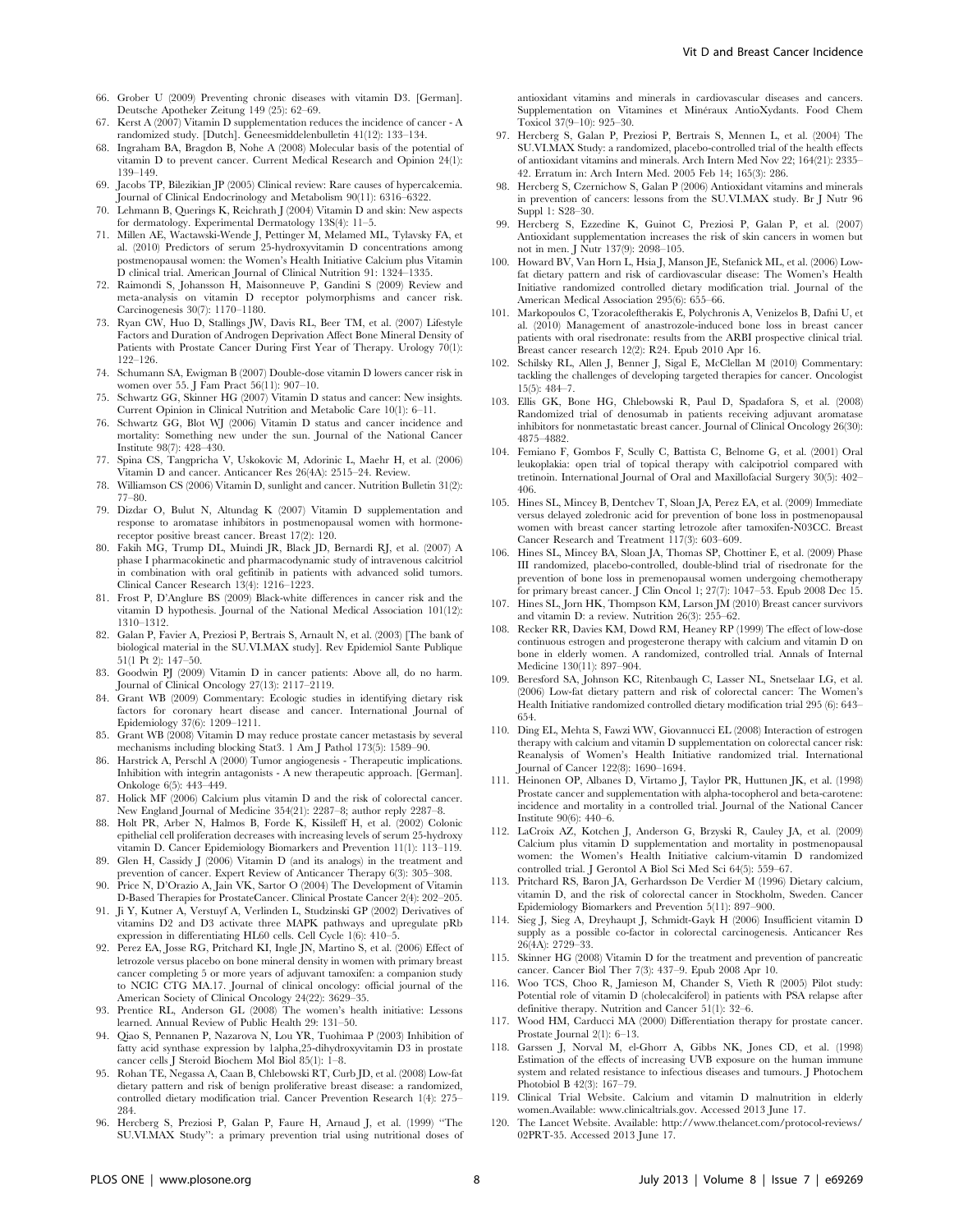66. Grober U (2009) Preventing chronic diseases with vitamin D3. [German]. Deutsche Apotheker Zeitung 149 (25): 62–69.
67. Kerst A (2007) Vitamin D supplementation reduces the incidence of cancer - A randomized study. [Dutch]. Geneesmiddelenbulletin 41(12): 133–134.
68. Ingraham BA, Bragdon B, Nohe A (2008) Molecular basis of the potential of vitamin D to prevent cancer. Current Medical Research and Opinion 24(1): 139–149.
69. Jacobs TP, Bilezikian JP (2005) Clinical review: Rare causes of hypercalcemia. Journal of Clinical Endocrinology and Metabolism 90(11): 6316–6322.
70. Lehmann B, Querings K, Reichrath J (2004) Vitamin D and skin: New aspects for dermatology. Experimental Dermatology 13S(4): 11–5.
71. Millen AE, Wactawski-Wende J, Pettinger M, Melamed ML, Tylavsky FA, et al. (2010) Predictors of serum 25-hydroxyvitamin D concentrations among postmenopausal women: the Women's Health Initiative Calcium plus Vitamin D clinical trial. American Journal of Clinical Nutrition 91: 1324–1335.
72. Raimondi S, Johansson H, Maisonneuve P, Gandini S (2009) Review and meta-analysis on vitamin D receptor polymorphisms and cancer risk. Carcinogenesis 30(7): 1170–1180.
73. Ryan CW, Huo D, Stallings JW, Davis RL, Beer TM, et al. (2007) Lifestyle Factors and Duration of Androgen Deprivation Affect Bone Mineral Density of Patients with Prostate Cancer During First Year of Therapy. Urology 70(1): 122–126.
74. Schumann SA, Ewigman B (2007) Double-dose vitamin D lowers cancer risk in women over 55. J Fam Pract 56(11): 907–10.
75. Schwartz GG, Skinner HG (2007) Vitamin D status and cancer: New insights. Current Opinion in Clinical Nutrition and Metabolic Care 10(1): 6–11.
76. Schwartz GG, Blot WJ (2006) Vitamin D status and cancer incidence and mortality: Something new under the sun. Journal of the National Cancer Institute 98(7): 428–430.
77. Spina CS, Tangpricha V, Uskokovic M, Adorinic L, Maehr H, et al. (2006) Vitamin D and cancer. Anticancer Res 26(4A): 2515–24. Review.
78. Williamson CS (2006) Vitamin D, sunlight and cancer. Nutrition Bulletin 31(2): 77–80.
79. Dizdar O, Bulut N, Altundag K (2007) Vitamin D supplementation and response to aromatase inhibitors in postmenopausal women with hormone-receptor positive breast cancer. Breast 17(2): 120.
80. Fakih MG, Trump DL, Muindi JR, Black JD, Bernardi RJ, et al. (2007) A phase I pharmacokinetic and pharmacodynamic study of intravenous calcitriol in combination with oral gefitinib in patients with advanced solid tumors. Clinical Cancer Research 13(4): 1216–1223.
81. Frost P, D'Anglure BS (2009) Black-white differences in cancer risk and the vitamin D hypothesis. Journal of the National Medical Association 101(12): 1310–1312.
82. Galan P, Favier A, Preziosi P, Bertrais S, Arnault N, et al. (2003) [The bank of biological material in the SU.VI.MAX study]. Rev Epidemiol Sante Publique 51(1 Pt 2): 147–50.
83. Goodwin PJ (2009) Vitamin D in cancer patients: Above all, do no harm. Journal of Clinical Oncology 27(13): 2117–2119.
84. Grant WB (2009) Commentary: Ecologic studies in identifying dietary risk factors for coronary heart disease and cancer. International Journal of Epidemiology 37(6): 1209–1211.
85. Grant WB (2008) Vitamin D may reduce prostate cancer metastasis by several mechanisms including blocking Stat3. 1 Am J Pathol 173(5): 1589–90.
86. Harstrick A, Perschl A (2000) Tumor angiogenesis - Therapeutic implications. Inhibition with integrin antagonists - A new therapeutic approach. [German]. Onkologe 6(5): 443–449.
87. Holick MF (2006) Calcium plus vitamin D and the risk of colorectal cancer. New England Journal of Medicine 354(21): 2287–8; author reply 2287–8.
88. Holt PR, Arber N, Halmos B, Forde K, Kissileff H, et al. (2002) Colonic epithelial cell proliferation decreases with increasing levels of serum 25-hydroxy vitamin D. Cancer Epidemiology Biomarkers and Prevention 11(1): 113–119.
89. Glen H, Cassidy J (2006) Vitamin D (and its analogs) in the treatment and prevention of cancer. Expert Review of Anticancer Therapy 6(3): 305–308.
90. Price N, D'Orazio A, Jain VK, Sartor O (2004) The Development of Vitamin D-Based Therapies for ProstateCancer. Clinical Prostate Cancer 2(4): 202–205.
91. Ji Y, Kutner A, Verstuyf A, Verlinden L, Studzinski GP (2002) Derivatives of vitamins D2 and D3 activate three MAPK pathways and upregulate pRb expression in differentiating HL60 cells. Cell Cycle 1(6): 410–5.
92. Perez EA, Josse RG, Pritchard KI, Ingle JN, Martino S, et al. (2006) Effect of letrozole versus placebo on bone mineral density in women with primary breast cancer completing 5 or more years of adjuvant tamoxifen: a companion study to NCIC CTG MA.17. Journal of clinical oncology: official journal of the American Society of Clinical Oncology 24(22): 3629–35.
93. Prentice RL, Anderson GL (2008) The women's health initiative: Lessons learned. Annual Review of Public Health 29: 131–50.
94. Qiao S, Pennanen P, Nazarova N, Lou YR, Tuohimaa P (2003) Inhibition of fatty acid synthase expression by 1alpha,25-dihydroxyvitamin D3 in prostate cancer cells J Steroid Biochem Mol Biol 85(1): 1–8.
95. Rohan TE, Negassa A, Caan B, Chlebowski RT, Curb JD, et al. (2008) Low-fat dietary pattern and risk of benign proliferative breast disease: a randomized, controlled dietary modification trial. Cancer Prevention Research 1(4): 275–284.
96. Hercberg S, Preziosi P, Galan P, Faure H, Arnaud J, et al. (1999) "The SU.VI.MAX Study": a primary prevention trial using nutritional doses of antioxidant vitamins and minerals in cardiovascular diseases and cancers. Supplementation on Vitamines et Minéraux AntioXydants. Food Chem Toxicol 37(9–10): 925–30.
97. Hercberg S, Galan P, Preziosi P, Bertrais S, Mennen L, et al. (2004) The SU.VI.MAX Study: a randomized, placebo-controlled trial of the health effects of antioxidant vitamins and minerals. Arch Intern Med Nov 22; 164(21): 2335–42. Erratum in: Arch Intern Med. 2005 Feb 14; 165(3): 286.
98. Hercberg S, Czernichow S, Galan P (2006) Antioxidant vitamins and minerals in prevention of cancers: lessons from the SU.VI.MAX study. Br J Nutr 96 Suppl 1: S28–30.
99. Hercberg S, Ezzedine K, Guinot C, Preziosi P, Galan P, et al. (2007) Antioxidant supplementation increases the risk of skin cancers in women but not in men. J Nutr 137(9): 2098–105.
100. Howard BV, Van Horn L, Hsia J, Manson JE, Stefanick ML, et al. (2006) Low-fat dietary pattern and risk of cardiovascular disease: The Women's Health Initiative randomized controlled dietary modification trial. Journal of the American Medical Association 295(6): 655–66.
101. Markopoulos C, Tzoracoleftherakis E, Polychronis A, Venizelos B, Dafni U, et al. (2010) Management of anastrozole-induced bone loss in breast cancer patients with oral risedronate: results from the ARBI prospective clinical trial. Breast cancer research 12(2): R24. Epub 2010 Apr 16.
102. Schilsky RL, Allen J, Benner J, Sigal E, McClellan M (2010) Commentary: tackling the challenges of developing targeted therapies for cancer. Oncologist 15(5): 484–7.
103. Ellis GK, Bone HG, Chlebowski R, Paul D, Spadafora S, et al. (2008) Randomized trial of denosumab in patients receiving adjuvant aromatase inhibitors for nonmetastatic breast cancer. Journal of Clinical Oncology 26(30): 4875–4882.
104. Femiano F, Gombos F, Scully C, Battista C, Belnome G, et al. (2001) Oral leukoplakia: open trial of topical therapy with calcipotriol compared with tretinoin. International Journal of Oral and Maxillofacial Surgery 30(5): 402–406.
105. Hines SL, Mincey B, Dentchev T, Sloan JA, Perez EA, et al. (2009) Immediate versus delayed zoledronic acid for prevention of bone loss in postmenopausal women with breast cancer starting letrozole after tamoxifen-N03CC. Breast Cancer Research and Treatment 117(3): 603–609.
106. Hines SL, Mincey BA, Sloan JA, Thomas SP, Chottiner E, et al. (2009) Phase III randomized, placebo-controlled, double-blind trial of risedronate for the prevention of bone loss in premenopausal women undergoing chemotherapy for primary breast cancer. J Clin Oncol 1; 27(7): 1047–53. Epub 2008 Dec 15.
107. Hines SL, Jorn HK, Thompson KM, Larson JM (2010) Breast cancer survivors and vitamin D: a review. Nutrition 26(3): 255–62.
108. Recker RR, Davies KM, Dowd RM, Heaney RP (1999) The effect of low-dose continuous estrogen and progesterone therapy with calcium and vitamin D on bone in elderly women. A randomized, controlled trial. Annals of Internal Medicine 130(11): 897–904.
109. Beresford SA, Johnson KC, Ritenbaugh C, Lasser NL, Snetselaar LG, et al. (2006) Low-fat dietary pattern and risk of colorectal cancer: The Women's Health Initiative randomized controlled dietary modification trial 295 (6): 643–654.
110. Ding EL, Mehta S, Fawzi WW, Giovannucci EL (2008) Interaction of estrogen therapy with calcium and vitamin D supplementation on colorectal cancer risk: Reanalysis of Women's Health Initiative randomized trial. International Journal of Cancer 122(8): 1690–1694.
111. Heinonen OP, Albanes D, Virtamo J, Taylor PR, Huttunen JK, et al. (1998) Prostate cancer and supplementation with alpha-tocopherol and beta-carotene: incidence and mortality in a controlled trial. Journal of the National Cancer Institute 90(6): 440–6.
112. LaCroix AZ, Kotchen J, Anderson G, Brzyski R, Cauley JA, et al. (2009) Calcium plus vitamin D supplementation and mortality in postmenopausal women: the Women's Health Initiative calcium-vitamin D randomized controlled trial. J Gerontol A Biol Sci Med Sci 64(5): 559–67.
113. Pritchard RS, Baron JA, Gerhardsson De Verdier M (1996) Dietary calcium, vitamin D, and the risk of colorectal cancer in Stockholm, Sweden. Cancer Epidemiology Biomarkers and Prevention 5(11): 897–900.
114. Sieg J, Sieg A, Dreyhaupt J, Schmidt-Gayk H (2006) Insufficient vitamin D supply as a possible co-factor in colorectal carcinogenesis. Anticancer Res 26(4A): 2729–33.
115. Skinner HG (2008) Vitamin D for the treatment and prevention of pancreatic cancer. Cancer Biol Ther 7(3): 437–9. Epub 2008 Apr 10.
116. Woo TCS, Choo R, Jamieson M, Chander S, Vieth R (2005) Pilot study: Potential role of vitamin D (cholecalciferol) in patients with PSA relapse after definitive therapy. Nutrition and Cancer 51(1): 32–6.
117. Wood HM, Carducci MA (2000) Differentiation therapy for prostate cancer. Prostate Journal 2(1): 6–13.
118. Garssen J, Norval M, el-Ghorr A, Gibbs NK, Jones CD, et al. (1998) Estimation of the effects of increasing UVB exposure on the human immune system and related resistance to infectious diseases and tumours. J Photochem Photobiol B 42(3): 167–79.
119. Clinical Trial Website. Calcium and vitamin D malnutrition in elderly women.Available: www.clinicaltrials.gov. Accessed 2013 June 17.
120. The Lancet Website. Available: http://www.thelancet.com/protocol-reviews/02PRT-35. Accessed 2013 June 17.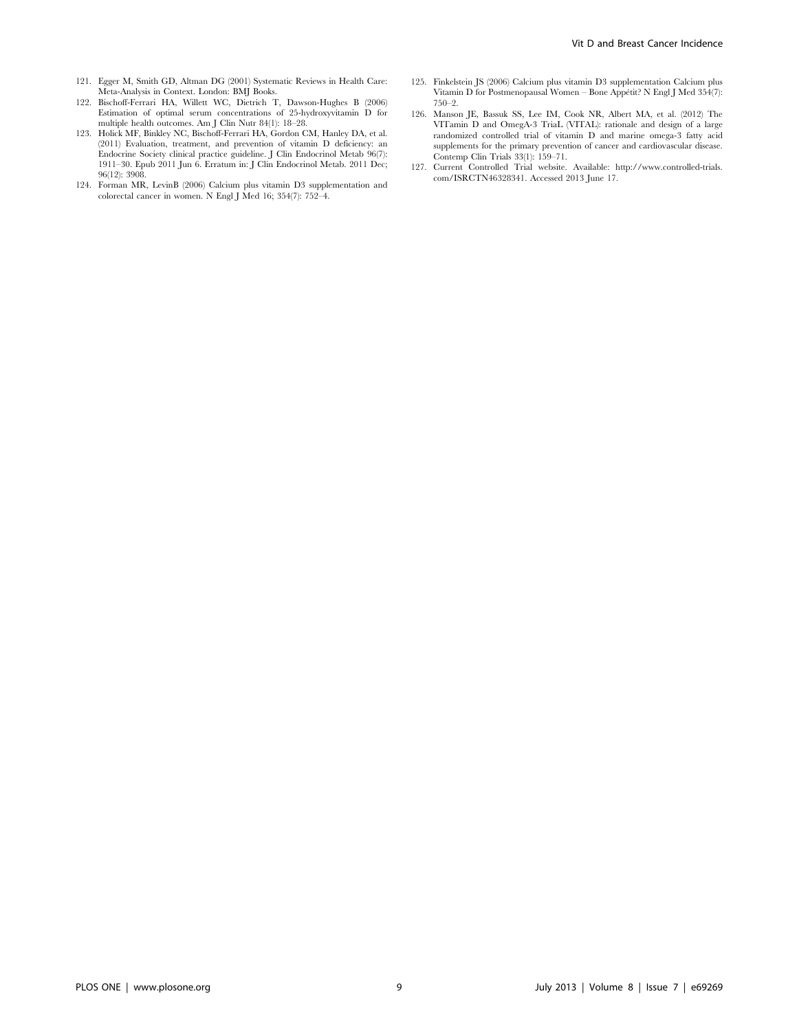121. Egger M, Smith GD, Altman DG (2001) Systematic Reviews in Health Care: Meta-Analysis in Context. London: BMJ Books.
122. Bischoff-Ferrari HA, Willett WC, Dietrich T, Dawson-Hughes B (2006) Estimation of optimal serum concentrations of 25-hydroxyvitamin D for multiple health outcomes. Am J Clin Nutr 84(1): 18–28.
123. Holick MF, Binkley NC, Bischoff-Ferrari HA, Gordon CM, Hanley DA, et al. (2011) Evaluation, treatment, and prevention of vitamin D deficiency: an Endocrine Society clinical practice guideline. J Clin Endocrinol Metab 96(7): 1911–30. Epub 2011 Jun 6. Erratum in: J Clin Endocrinol Metab. 2011 Dec; 96(12): 3908.
124. Forman MR, LevinB (2006) Calcium plus vitamin D3 supplementation and colorectal cancer in women. N Engl J Med 16; 354(7): 752–4.
125. Finkelstein JS (2006) Calcium plus vitamin D3 supplementation Calcium plus Vitamin D for Postmenopausal Women – Bone Appétit? N Engl J Med 354(7): 750–2.
126. Manson JE, Bassuk SS, Lee IM, Cook NR, Albert MA, et al. (2012) The VITamin D and OmegA-3 TriaL (VITAL): rationale and design of a large randomized controlled trial of vitamin D and marine omega-3 fatty acid supplements for the primary prevention of cancer and cardiovascular disease. Contemp Clin Trials 33(1): 159–71.
127. Current Controlled Trial website. Available: http://www.controlled-trials.com/ISRCTN46328341. Accessed 2013 June 17.